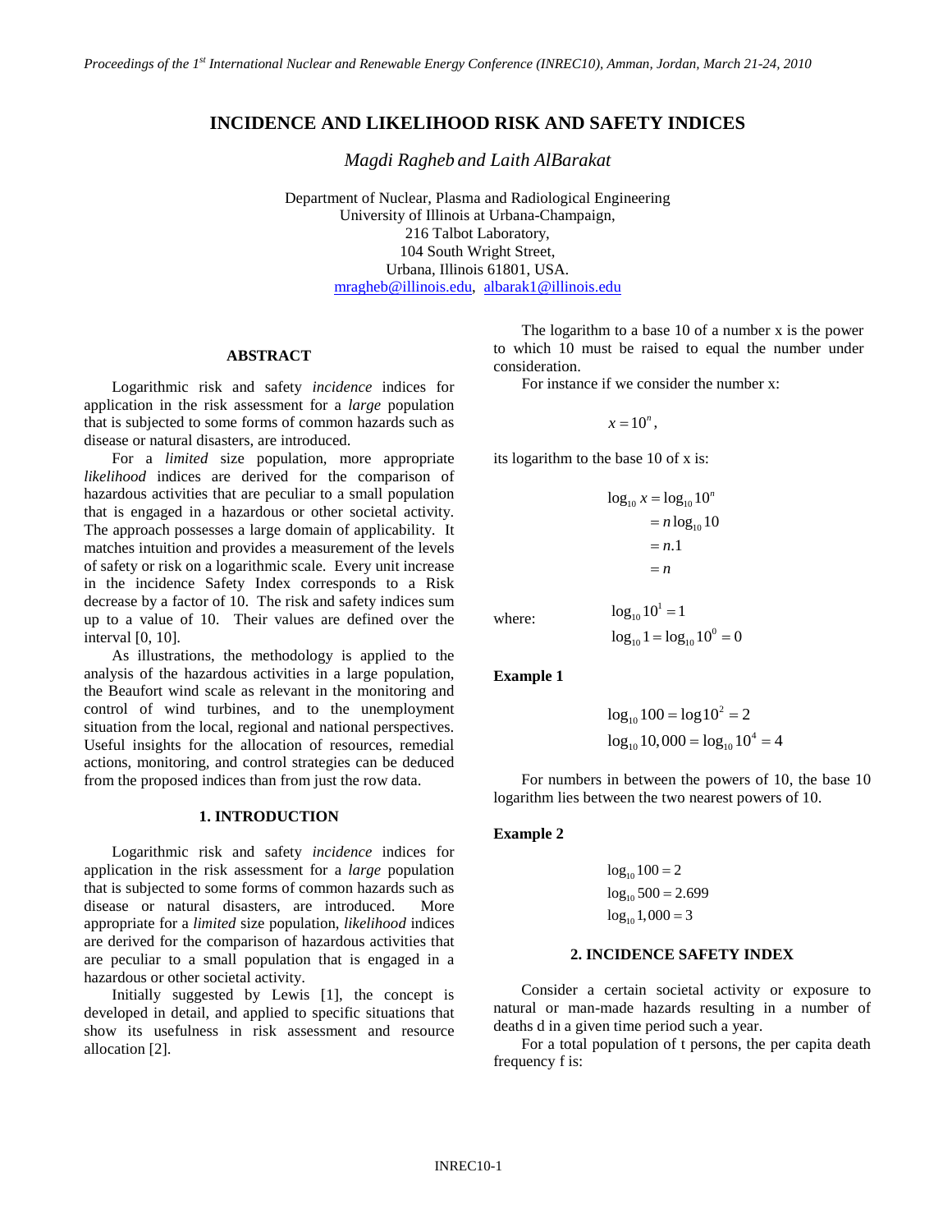# INCIDENCE AND LIKELIHOOD RISK AND SAFETY INDICES

*Magdi Ragheb and Laith AlBarakat*

Department of Nuclear, Plasma and Radiological Engineering
University of Illinois at Urbana-Champaign,
216 Talbot Laboratory,
104 South Wright Street,
Urbana, Illinois 61801, USA.
mragheb@illinois.edu, albarak1@illinois.edu

## ABSTRACT

Logarithmic risk and safety *incidence* indices for application in the risk assessment for a *large* population that is subjected to some forms of common hazards such as disease or natural disasters, are introduced.

For a *limited* size population, more appropriate *likelihood* indices are derived for the comparison of hazardous activities that are peculiar to a small population that is engaged in a hazardous or other societal activity. The approach possesses a large domain of applicability. It matches intuition and provides a measurement of the levels of safety or risk on a logarithmic scale. Every unit increase in the incidence Safety Index corresponds to a Risk decrease by a factor of 10. The risk and safety indices sum up to a value of 10. Their values are defined over the interval [0, 10].

As illustrations, the methodology is applied to the analysis of the hazardous activities in a large population, the Beaufort wind scale as relevant in the monitoring and control of wind turbines, and to the unemployment situation from the local, regional and national perspectives. Useful insights for the allocation of resources, remedial actions, monitoring, and control strategies can be deduced from the proposed indices than from just the row data.

## 1. INTRODUCTION

Logarithmic risk and safety *incidence* indices for application in the risk assessment for a *large* population that is subjected to some forms of common hazards such as disease or natural disasters, are introduced. More appropriate for a *limited* size population, *likelihood* indices are derived for the comparison of hazardous activities that are peculiar to a small population that is engaged in a hazardous or other societal activity.

Initially suggested by Lewis [1], the concept is developed in detail, and applied to specific situations that show its usefulness in risk assessment and resource allocation [2].

The logarithm to a base 10 of a number x is the power to which 10 must be raised to equal the number under consideration.

For instance if we consider the number x:

$$x = 10^n,$$

its logarithm to the base 10 of x is:

$$\begin{aligned}\log_{10} x &= \log_{10} 10^n \\ &= n \log_{10} 10 \\ &= n.1 \\ &= n\end{aligned}$$

where:

$$\log_{10} 10^1 = 1$$
$$\log_{10} 1 = \log_{10} 10^0 = 0$$

**Example 1**

$$\log_{10} 100 = \log 10^2 = 2$$
$$\log_{10} 10,000 = \log_{10} 10^4 = 4$$

For numbers in between the powers of 10, the base 10 logarithm lies between the two nearest powers of 10.

**Example 2**

$$\log_{10} 100 = 2$$
$$\log_{10} 500 = 2.699$$
$$\log_{10} 1,000 = 3$$

## 2. INCIDENCE SAFETY INDEX

Consider a certain societal activity or exposure to natural or man-made hazards resulting in a number of deaths d in a given time period such a year.

For a total population of t persons, the per capita death frequency f is: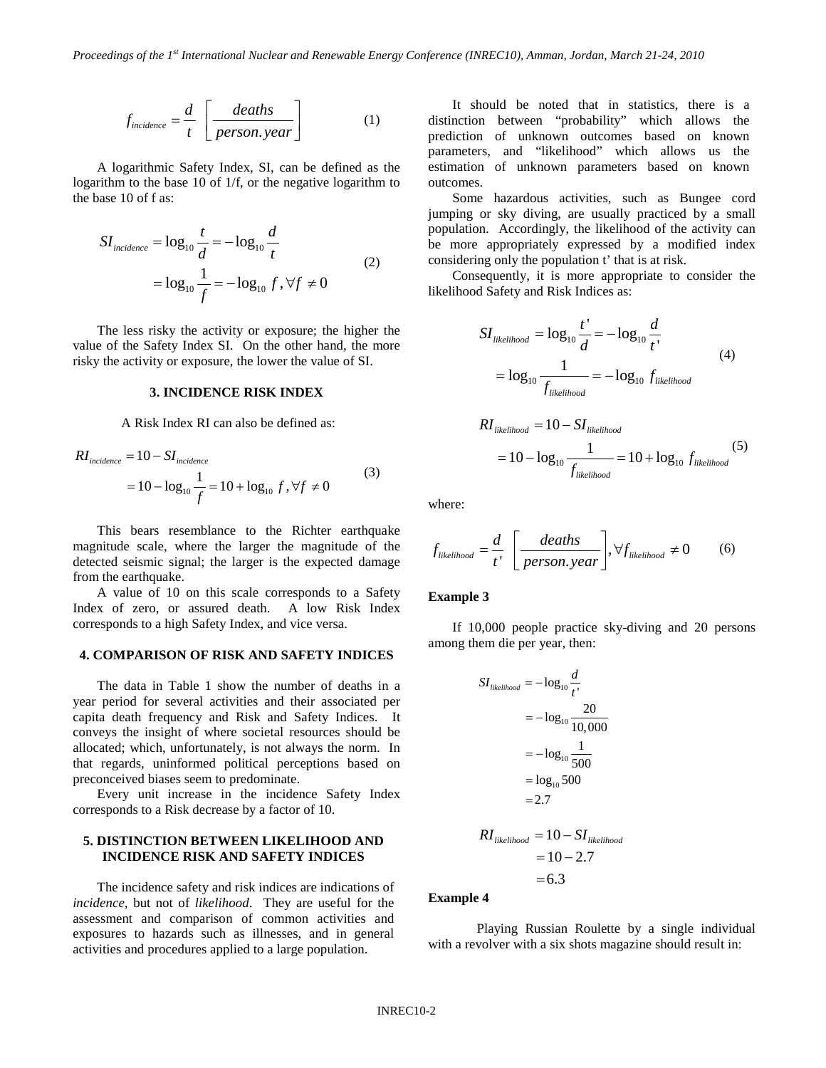$$f_{incidence} = \frac{d}{t} \left[ \frac{deaths}{person.year} \right] \quad (1)$$

A logarithmic Safety Index, SI, can be defined as the logarithm to the base 10 of 1/f, or the negative logarithm to the base 10 of f as:

$$\begin{aligned} SI_{incidence} &= \log_{10} \frac{t}{d} = -\log_{10} \frac{d}{t} \\ &= \log_{10} \frac{1}{f} = -\log_{10} f, \forall f \neq 0 \end{aligned} \quad (2)$$

The less risky the activity or exposure; the higher the value of the Safety Index SI. On the other hand, the more risky the activity or exposure, the lower the value of SI.

### 3. INCIDENCE RISK INDEX

A Risk Index RI can also be defined as:

$$\begin{aligned} RI_{incidence} &= 10 - SI_{incidence} \\ &= 10 - \log_{10} \frac{1}{f} = 10 + \log_{10} f, \forall f \neq 0 \end{aligned} \quad (3)$$

This bears resemblance to the Richter earthquake magnitude scale, where the larger the magnitude of the detected seismic signal; the larger is the expected damage from the earthquake.

A value of 10 on this scale corresponds to a Safety Index of zero, or assured death. A low Risk Index corresponds to a high Safety Index, and vice versa.

### 4. COMPARISON OF RISK AND SAFETY INDICES

The data in Table 1 show the number of deaths in a year period for several activities and their associated per capita death frequency and Risk and Safety Indices. It conveys the insight of where societal resources should be allocated; which, unfortunately, is not always the norm. In that regards, uninformed political perceptions based on preconceived biases seem to predominate.

Every unit increase in the incidence Safety Index corresponds to a Risk decrease by a factor of 10.

### 5. DISTINCTION BETWEEN LIKELIHOOD AND INCIDENCE RISK AND SAFETY INDICES

The incidence safety and risk indices are indications of *incidence*, but not of *likelihood*. They are useful for the assessment and comparison of common activities and exposures to hazards such as illnesses, and in general activities and procedures applied to a large population.

It should be noted that in statistics, there is a distinction between "probability" which allows the prediction of unknown outcomes based on known parameters, and "likelihood" which allows us the estimation of unknown parameters based on known outcomes.

Some hazardous activities, such as Bungee cord jumping or sky diving, are usually practiced by a small population. Accordingly, the likelihood of the activity can be more appropriately expressed by a modified index considering only the population t' that is at risk.

Consequently, it is more appropriate to consider the likelihood Safety and Risk Indices as:

$$\begin{aligned} SI_{likelihood} &= \log_{10} \frac{t'}{d} = -\log_{10} \frac{d}{t'} \\ &= \log_{10} \frac{1}{f_{likelihood}} = -\log_{10} f_{likelihood} \end{aligned} \quad (4)$$

$$\begin{aligned} RI_{likelihood} &= 10 - SI_{likelihood} \\ &= 10 - \log_{10} \frac{1}{f_{likelihood}} = 10 + \log_{10} f_{likelihood} \end{aligned} \quad (5)$$

where:

$$f_{likelihood} = \frac{d}{t'} \left[ \frac{deaths}{person.year} \right], \forall f_{likelihood} \neq 0 \quad (6)$$

**Example 3**

If 10,000 people practice sky-diving and 20 persons among them die per year, then:

$$\begin{aligned} SI_{likelihood} &= -\log_{10} \frac{d}{t'} \\ &= -\log_{10} \frac{20}{10,000} \\ &= -\log_{10} \frac{1}{500} \\ &= \log_{10} 500 \\ &= 2.7 \end{aligned}$$

$$\begin{aligned} RI_{likelihood} &= 10 - SI_{likelihood} \\ &= 10 - 2.7 \\ &= 6.3 \end{aligned}$$

**Example 4**

Playing Russian Roulette by a single individual with a revolver with a six shots magazine should result in: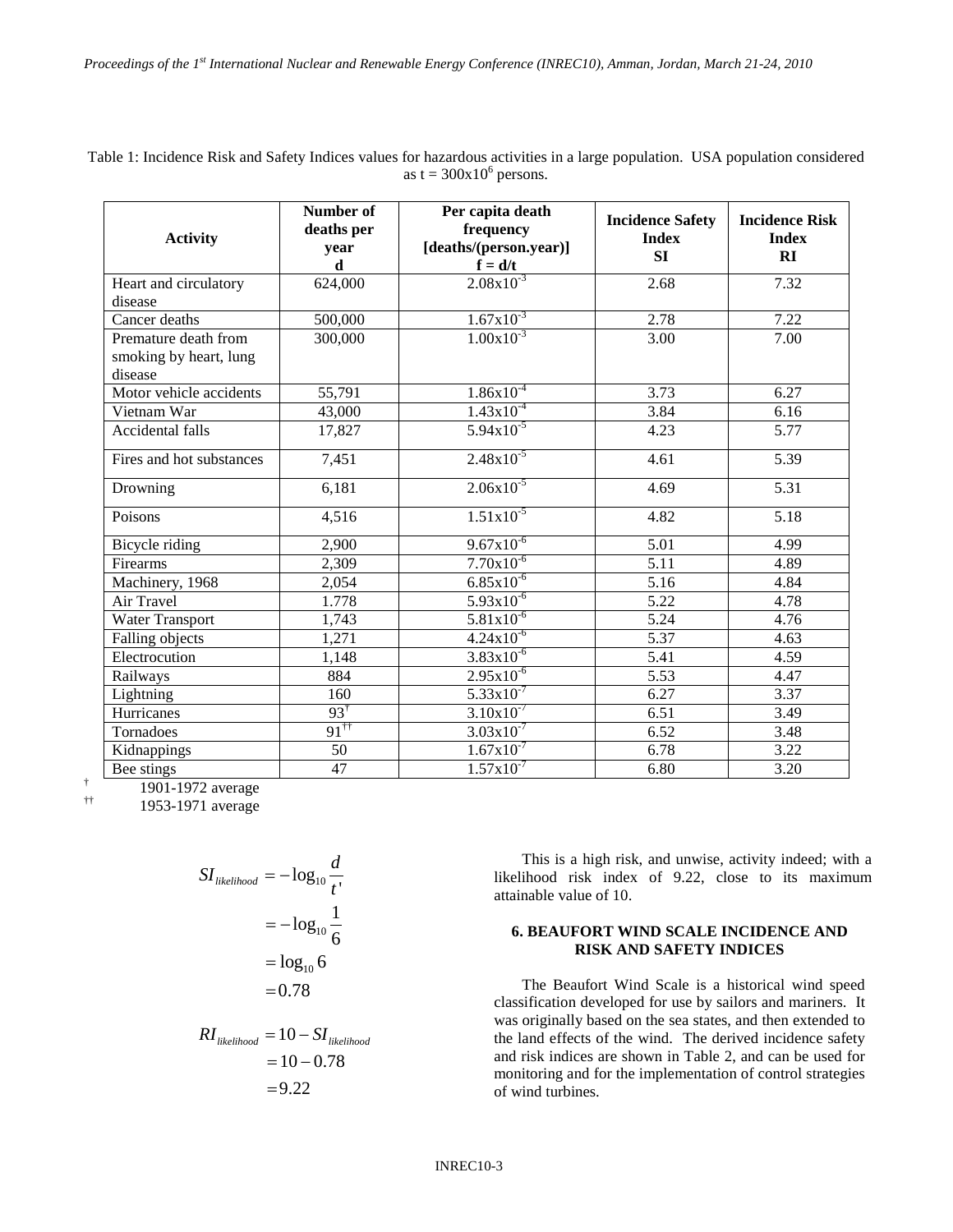Table 1: Incidence Risk and Safety Indices values for hazardous activities in a large population. USA population considered as t = $300\times10^6$ persons.

| Activity | Number of deaths per year d | Per capita death frequency [deaths/(person.year)] f = d/t | Incidence Safety Index SI | Incidence Risk Index RI |
|---|---|---|---|---|
| Heart and circulatory disease | 624,000 | $2.08\times10^{-3}$ | 2.68 | 7.32 |
| Cancer deaths | 500,000 | $1.67\times10^{-3}$ | 2.78 | 7.22 |
| Premature death from smoking by heart, lung disease | 300,000 | $1.00\times10^{-3}$ | 3.00 | 7.00 |
| Motor vehicle accidents | 55,791 | $1.86\times10^{-4}$ | 3.73 | 6.27 |
| Vietnam War | 43,000 | $1.43\times10^{-4}$ | 3.84 | 6.16 |
| Accidental falls | 17,827 | $5.94\times10^{-5}$ | 4.23 | 5.77 |
| Fires and hot substances | 7,451 | $2.48\times10^{-5}$ | 4.61 | 5.39 |
| Drowning | 6,181 | $2.06\times10^{-5}$ | 4.69 | 5.31 |
| Poisons | 4,516 | $1.51\times10^{-5}$ | 4.82 | 5.18 |
| Bicycle riding | 2,900 | $9.67\times10^{-6}$ | 5.01 | 4.99 |
| Firearms | 2,309 | $7.70\times10^{-6}$ | 5.11 | 4.89 |
| Machinery, 1968 | 2,054 | $6.85\times10^{-6}$ | 5.16 | 4.84 |
| Air Travel | 1.778 | $5.93\times10^{-6}$ | 5.22 | 4.78 |
| Water Transport | 1,743 | $5.81\times10^{-6}$ | 5.24 | 4.76 |
| Falling objects | 1,271 | $4.24\times10^{-6}$ | 5.37 | 4.63 |
| Electrocution | 1,148 | $3.83\times10^{-6}$ | 5.41 | 4.59 |
| Railways | 884 | $2.95\times10^{-6}$ | 5.53 | 4.47 |
| Lightning | 160 | $5.33\times10^{-7}$ | 6.27 | 3.37 |
| Hurricanes | 93[†] | $3.10\times10^{-7}$ | 6.51 | 3.49 |
| Tornadoes | 91[††] | $3.03\times10^{-7}$ | 6.52 | 3.48 |
| Kidnappings | 50 | $1.67\times10^{-7}$ | 6.78 | 3.22 |
| Bee stings | 47 | $1.57\times10^{-7}$ | 6.80 | 3.20 |

[†] 1901-1972 average
[††] 1953-1971 average

$$
\begin{aligned}
SI_{likelihood} &= -\log_{10}\frac{d}{t'} \\
&= -\log_{10}\frac{1}{6} \\
&= \log_{10} 6 \\
&= 0.78
\end{aligned}
$$

$$
\begin{aligned}
RI_{likelihood} &= 10 - SI_{likelihood} \\
&= 10 - 0.78 \\
&= 9.22
\end{aligned}
$$

This is a high risk, and unwise, activity indeed; with a likelihood risk index of 9.22, close to its maximum attainable value of 10.

## 6. BEAUFORT WIND SCALE INCIDENCE AND RISK AND SAFETY INDICES

The Beaufort Wind Scale is a historical wind speed classification developed for use by sailors and mariners. It was originally based on the sea states, and then extended to the land effects of the wind. The derived incidence safety and risk indices are shown in Table 2, and can be used for monitoring and for the implementation of control strategies of wind turbines.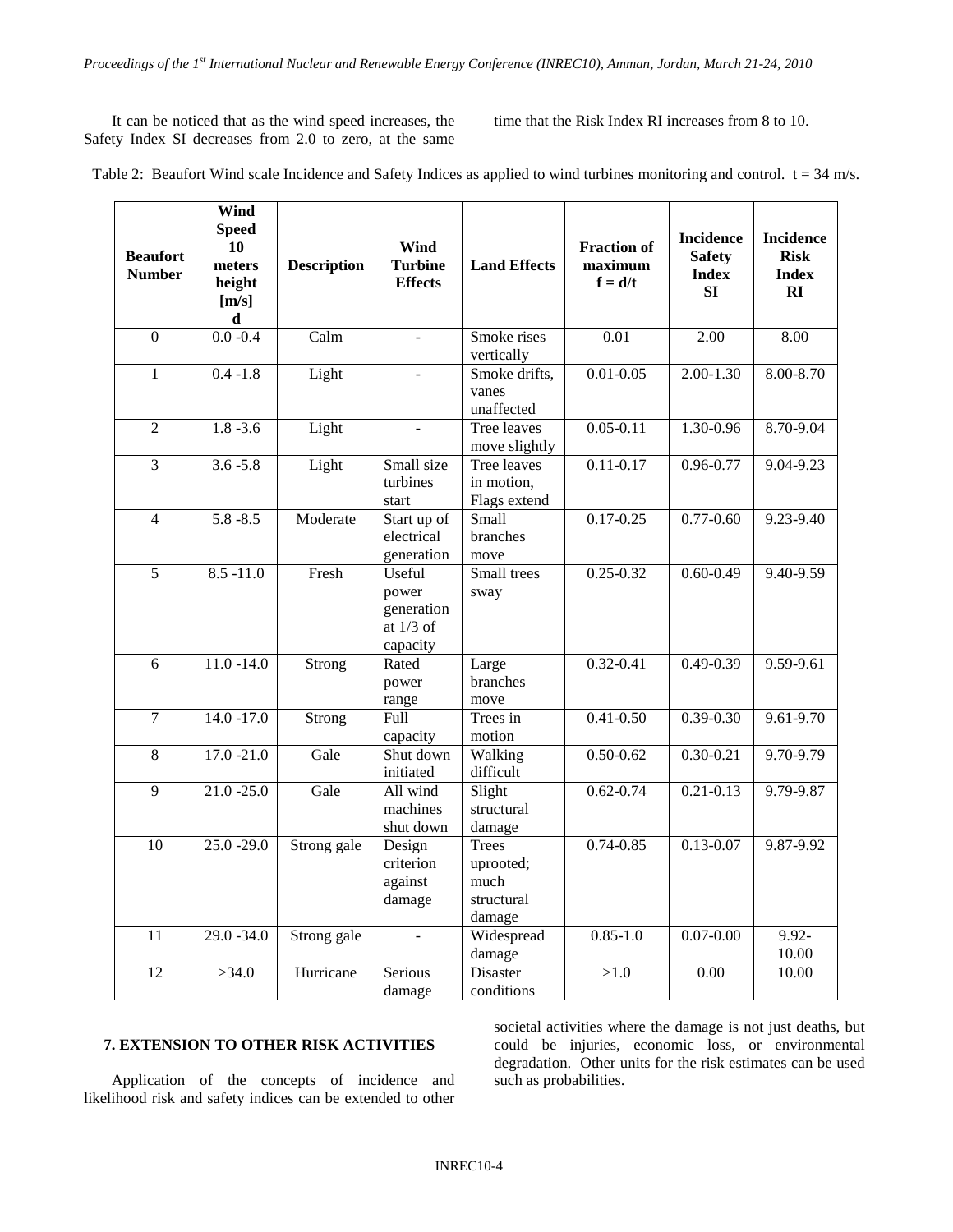It can be noticed that as the wind speed increases, the Safety Index SI decreases from 2.0 to zero, at the same time that the Risk Index RI increases from 8 to 10.

Table 2: Beaufort Wind scale Incidence and Safety Indices as applied to wind turbines monitoring and control. t = 34 m/s.

| Beaufort Number | Wind Speed 10 meters height [m/s] d | Description | Wind Turbine Effects | Land Effects | Fraction of maximum f = d/t | Incidence Safety Index SI | Incidence Risk Index RI |
|---|---|---|---|---|---|---|---|
| 0 | 0.0 -0.4 | Calm | - | Smoke rises vertically | 0.01 | 2.00 | 8.00 |
| 1 | 0.4 -1.8 | Light | - | Smoke drifts, vanes unaffected | 0.01-0.05 | 2.00-1.30 | 8.00-8.70 |
| 2 | 1.8 -3.6 | Light | - | Tree leaves move slightly | 0.05-0.11 | 1.30-0.96 | 8.70-9.04 |
| 3 | 3.6 -5.8 | Light | Small size turbines start | Tree leaves in motion, Flags extend | 0.11-0.17 | 0.96-0.77 | 9.04-9.23 |
| 4 | 5.8 -8.5 | Moderate | Start up of electrical generation | Small branches move | 0.17-0.25 | 0.77-0.60 | 9.23-9.40 |
| 5 | 8.5 -11.0 | Fresh | Useful power generation at 1/3 of capacity | Small trees sway | 0.25-0.32 | 0.60-0.49 | 9.40-9.59 |
| 6 | 11.0 -14.0 | Strong | Rated power range | Large branches move | 0.32-0.41 | 0.49-0.39 | 9.59-9.61 |
| 7 | 14.0 -17.0 | Strong | Full capacity | Trees in motion | 0.41-0.50 | 0.39-0.30 | 9.61-9.70 |
| 8 | 17.0 -21.0 | Gale | Shut down initiated | Walking difficult | 0.50-0.62 | 0.30-0.21 | 9.70-9.79 |
| 9 | 21.0 -25.0 | Gale | All wind machines shut down | Slight structural damage | 0.62-0.74 | 0.21-0.13 | 9.79-9.87 |
| 10 | 25.0 -29.0 | Strong gale | Design criterion against damage | Trees uprooted; much structural damage | 0.74-0.85 | 0.13-0.07 | 9.87-9.92 |
| 11 | 29.0 -34.0 | Strong gale | - | Widespread damage | 0.85-1.0 | 0.07-0.00 | 9.92-10.00 |
| 12 | >34.0 | Hurricane | Serious damage | Disaster conditions | >1.0 | 0.00 | 10.00 |

## 7. EXTENSION TO OTHER RISK ACTIVITIES

Application of the concepts of incidence and likelihood risk and safety indices can be extended to other societal activities where the damage is not just deaths, but could be injuries, economic loss, or environmental degradation. Other units for the risk estimates can be used such as probabilities.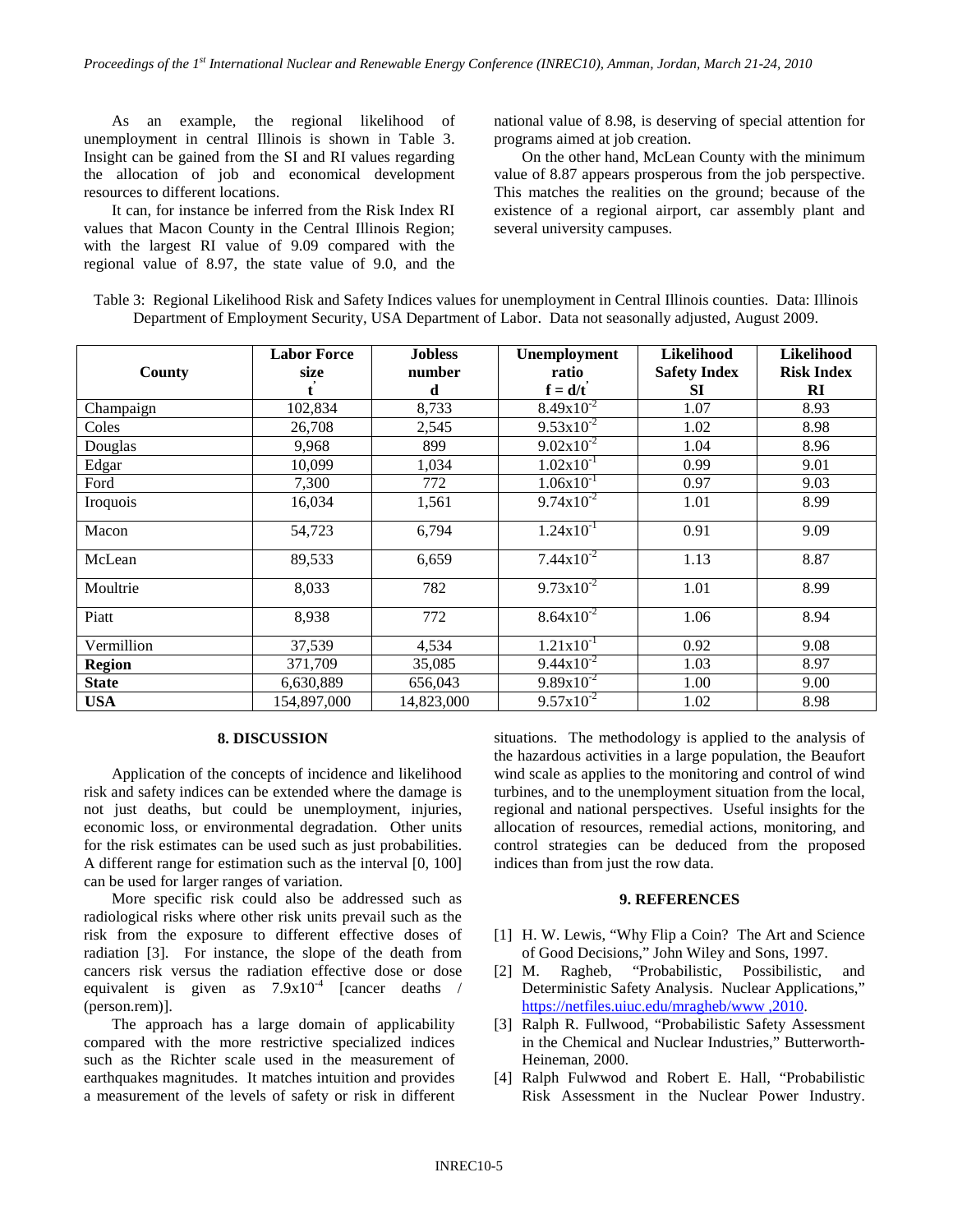As an example, the regional likelihood of unemployment in central Illinois is shown in Table 3. Insight can be gained from the SI and RI values regarding the allocation of job and economical development resources to different locations.

It can, for instance be inferred from the Risk Index RI values that Macon County in the Central Illinois Region; with the largest RI value of 9.09 compared with the regional value of 8.97, the state value of 9.0, and the national value of 8.98, is deserving of special attention for programs aimed at job creation.

On the other hand, McLean County with the minimum value of 8.87 appears prosperous from the job perspective. This matches the realities on the ground; because of the existence of a regional airport, car assembly plant and several university campuses.

Table 3: Regional Likelihood Risk and Safety Indices values for unemployment in Central Illinois counties. Data: Illinois Department of Employment Security, USA Department of Labor. Data not seasonally adjusted, August 2009.

| County | Labor Force size $t'$ | Jobless number d | Unemployment ratio $f = d/t'$ | Likelihood Safety Index SI | Likelihood Risk Index RI |
|---|---|---|---|---|---|
| Champaign | 102,834 | 8,733 | $8.49 \times 10^{-2}$ | 1.07 | 8.93 |
| Coles | 26,708 | 2,545 | $9.53 \times 10^{-2}$ | 1.02 | 8.98 |
| Douglas | 9,968 | 899 | $9.02 \times 10^{-2}$ | 1.04 | 8.96 |
| Edgar | 10,099 | 1,034 | $1.02 \times 10^{-1}$ | 0.99 | 9.01 |
| Ford | 7,300 | 772 | $1.06 \times 10^{-1}$ | 0.97 | 9.03 |
| Iroquois | 16,034 | 1,561 | $9.74 \times 10^{-2}$ | 1.01 | 8.99 |
| Macon | 54,723 | 6,794 | $1.24 \times 10^{-1}$ | 0.91 | 9.09 |
| McLean | 89,533 | 6,659 | $7.44 \times 10^{-2}$ | 1.13 | 8.87 |
| Moultrie | 8,033 | 782 | $9.73 \times 10^{-2}$ | 1.01 | 8.99 |
| Piatt | 8,938 | 772 | $8.64 \times 10^{-2}$ | 1.06 | 8.94 |
| Vermillion | 37,539 | 4,534 | $1.21 \times 10^{-1}$ | 0.92 | 9.08 |
| **Region** | 371,709 | 35,085 | $9.44 \times 10^{-2}$ | 1.03 | 8.97 |
| **State** | 6,630,889 | 656,043 | $9.89 \times 10^{-2}$ | 1.00 | 9.00 |
| **USA** | 154,897,000 | 14,823,000 | $9.57 \times 10^{-2}$ | 1.02 | 8.98 |

## 8. DISCUSSION

Application of the concepts of incidence and likelihood risk and safety indices can be extended where the damage is not just deaths, but could be unemployment, injuries, economic loss, or environmental degradation. Other units for the risk estimates can be used such as just probabilities. A different range for estimation such as the interval [0, 100] can be used for larger ranges of variation.

More specific risk could also be addressed such as radiological risks where other risk units prevail such as the risk from the exposure to different effective doses of radiation [3]. For instance, the slope of the death from cancers risk versus the radiation effective dose or dose equivalent is given as $7.9 \times 10^{-4}$ [cancer deaths / (person.rem)].

The approach has a large domain of applicability compared with the more restrictive specialized indices such as the Richter scale used in the measurement of earthquakes magnitudes. It matches intuition and provides a measurement of the levels of safety or risk in different situations. The methodology is applied to the analysis of the hazardous activities in a large population, the Beaufort wind scale as applies to the monitoring and control of wind turbines, and to the unemployment situation from the local, regional and national perspectives. Useful insights for the allocation of resources, remedial actions, monitoring, and control strategies can be deduced from the proposed indices than from just the row data.

## 9. REFERENCES

[1] H. W. Lewis, "Why Flip a Coin? The Art and Science of Good Decisions," John Wiley and Sons, 1997.

[2] M. Ragheb, "Probabilistic, Possibilistic, and Deterministic Safety Analysis. Nuclear Applications," https://netfiles.uiuc.edu/mragheb/www ,2010.

[3] Ralph R. Fullwood, "Probabilistic Safety Assessment in the Chemical and Nuclear Industries," Butterworth-Heineman, 2000.

[4] Ralph Fulwwod and Robert E. Hall, "Probabilistic Risk Assessment in the Nuclear Power Industry.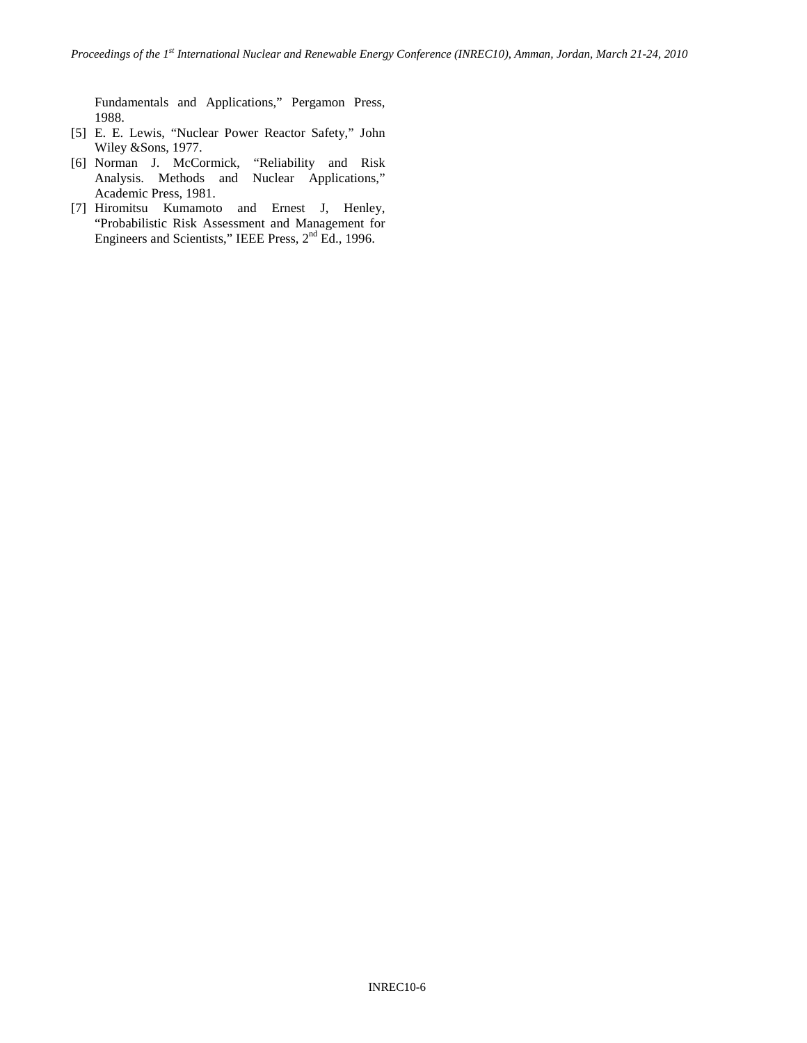Fundamentals and Applications," Pergamon Press, 1988.

[5] E. E. Lewis, "Nuclear Power Reactor Safety," John Wiley &Sons, 1977.

[6] Norman J. McCormick, "Reliability and Risk Analysis. Methods and Nuclear Applications," Academic Press, 1981.

[7] Hiromitsu Kumamoto and Ernest J, Henley, "Probabilistic Risk Assessment and Management for Engineers and Scientists," IEEE Press, 2nd Ed., 1996.